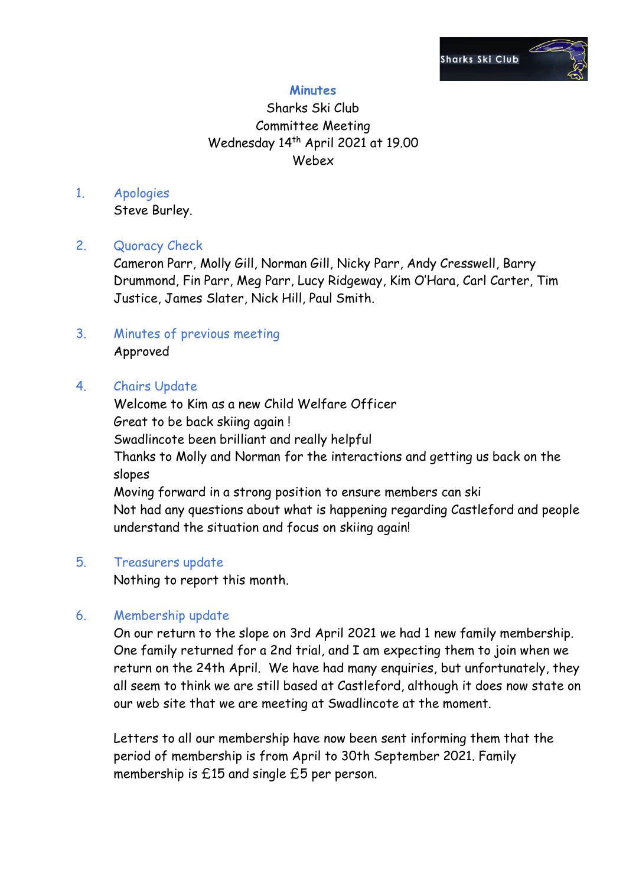# Minutes

Sharks Ski Club
Committee Meeting
Wednesday 14th April 2021 at 19.00
Webex

1. **Apologies**

   Steve Burley.

2. **Quoracy Check**

   Cameron Parr, Molly Gill, Norman Gill, Nicky Parr, Andy Cresswell, Barry Drummond, Fin Parr, Meg Parr, Lucy Ridgeway, Kim O'Hara, Carl Carter, Tim Justice, James Slater, Nick Hill, Paul Smith.

3. **Minutes of previous meeting**

   Approved

4. **Chairs Update**

   Welcome to Kim as a new Child Welfare Officer
   Great to be back skiing again !
   Swadlincote been brilliant and really helpful
   Thanks to Molly and Norman for the interactions and getting us back on the slopes
   Moving forward in a strong position to ensure members can ski
   Not had any questions about what is happening regarding Castleford and people understand the situation and focus on skiing again!

5. **Treasurers update**

   Nothing to report this month.

6. **Membership update**

   On our return to the slope on 3rd April 2021 we had 1 new family membership. One family returned for a 2nd trial, and I am expecting them to join when we return on the 24th April. We have had many enquiries, but unfortunately, they all seem to think we are still based at Castleford, although it does now state on our web site that we are meeting at Swadlincote at the moment.

   Letters to all our membership have now been sent informing them that the period of membership is from April to 30th September 2021. Family membership is £15 and single £5 per person.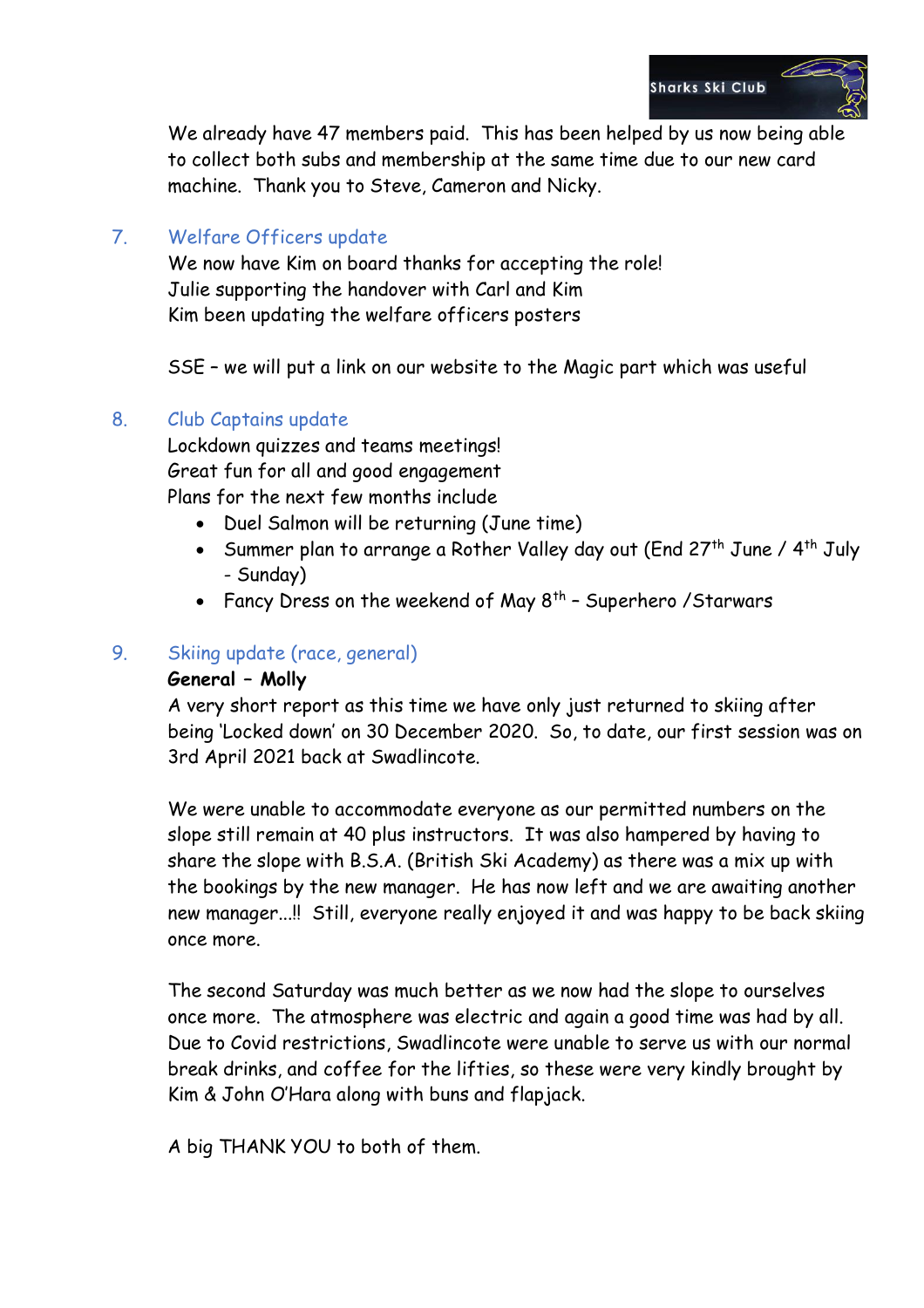We already have 47 members paid. This has been helped by us now being able to collect both subs and membership at the same time due to our new card machine. Thank you to Steve, Cameron and Nicky.

7. Welfare Officers update

We now have Kim on board thanks for accepting the role!
Julie supporting the handover with Carl and Kim
Kim been updating the welfare officers posters

SSE – we will put a link on our website to the Magic part which was useful

8. Club Captains update

Lockdown quizzes and teams meetings!
Great fun for all and good engagement
Plans for the next few months include

- Duel Salmon will be returning (June time)
- Summer plan to arrange a Rother Valley day out (End 27th June / 4th July - Sunday)
- Fancy Dress on the weekend of May 8th – Superhero /Starwars

9. Skiing update (race, general)

**General – Molly**

A very short report as this time we have only just returned to skiing after being 'Locked down' on 30 December 2020. So, to date, our first session was on 3rd April 2021 back at Swadlincote.

We were unable to accommodate everyone as our permitted numbers on the slope still remain at 40 plus instructors. It was also hampered by having to share the slope with B.S.A. (British Ski Academy) as there was a mix up with the bookings by the new manager. He has now left and we are awaiting another new manager...!! Still, everyone really enjoyed it and was happy to be back skiing once more.

The second Saturday was much better as we now had the slope to ourselves once more. The atmosphere was electric and again a good time was had by all. Due to Covid restrictions, Swadlincote were unable to serve us with our normal break drinks, and coffee for the lifties, so these were very kindly brought by Kim & John O'Hara along with buns and flapjack.

A big THANK YOU to both of them.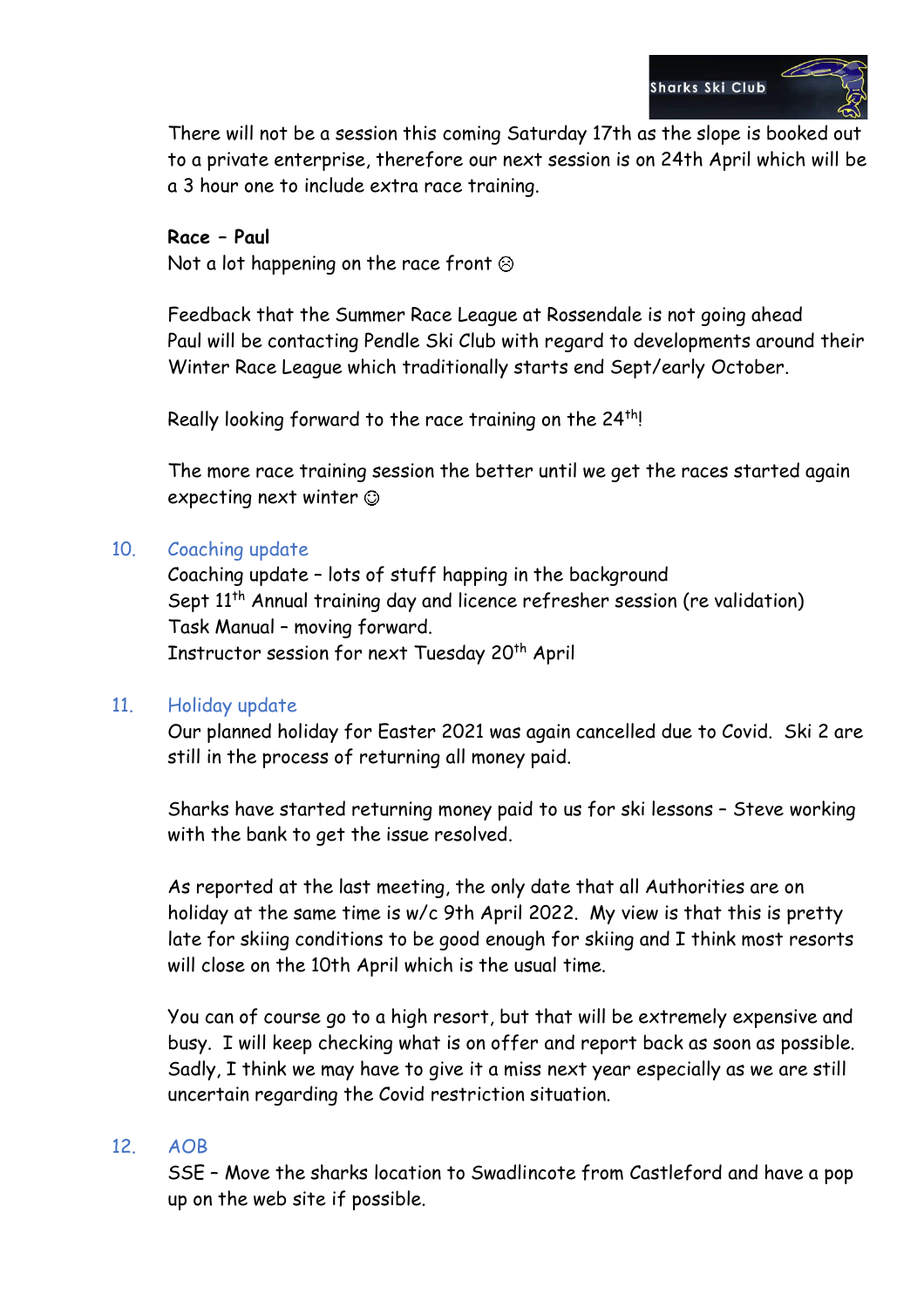There will not be a session this coming Saturday 17th as the slope is booked out to a private enterprise, therefore our next session is on 24th April which will be a 3 hour one to include extra race training.

**Race – Paul**

Not a lot happening on the race front ☹

Feedback that the Summer Race League at Rossendale is not going ahead
Paul will be contacting Pendle Ski Club with regard to developments around their Winter Race League which traditionally starts end Sept/early October.

Really looking forward to the race training on the 24th!

The more race training session the better until we get the races started again expecting next winter ☺

## 10. Coaching update

Coaching update – lots of stuff happing in the background
Sept 11th Annual training day and licence refresher session (re validation)
Task Manual – moving forward.
Instructor session for next Tuesday 20th April

## 11. Holiday update

Our planned holiday for Easter 2021 was again cancelled due to Covid. Ski 2 are still in the process of returning all money paid.

Sharks have started returning money paid to us for ski lessons – Steve working with the bank to get the issue resolved.

As reported at the last meeting, the only date that all Authorities are on holiday at the same time is w/c 9th April 2022. My view is that this is pretty late for skiing conditions to be good enough for skiing and I think most resorts will close on the 10th April which is the usual time.

You can of course go to a high resort, but that will be extremely expensive and busy. I will keep checking what is on offer and report back as soon as possible. Sadly, I think we may have to give it a miss next year especially as we are still uncertain regarding the Covid restriction situation.

## 12. AOB

SSE – Move the sharks location to Swadlincote from Castleford and have a pop up on the web site if possible.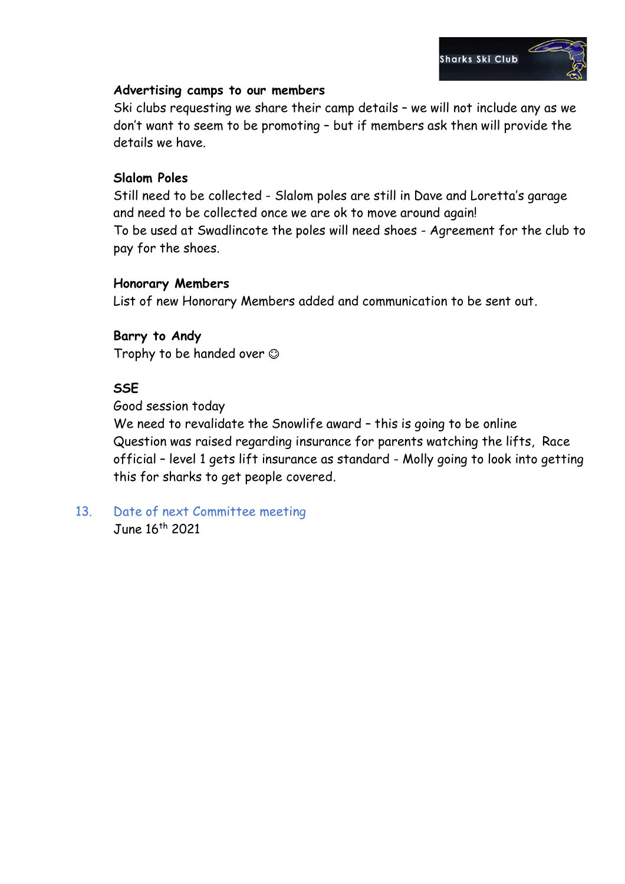**Advertising camps to our members**

Ski clubs requesting we share their camp details – we will not include any as we don't want to seem to be promoting – but if members ask then will provide the details we have.

**Slalom Poles**

Still need to be collected - Slalom poles are still in Dave and Loretta's garage and need to be collected once we are ok to move around again!

To be used at Swadlincote the poles will need shoes - Agreement for the club to pay for the shoes.

**Honorary Members**

List of new Honorary Members added and communication to be sent out.

**Barry to Andy**

Trophy to be handed over ☺

**SSE**

Good session today

We need to revalidate the Snowlife award – this is going to be online

Question was raised regarding insurance for parents watching the lifts, Race official – level 1 gets lift insurance as standard - Molly going to look into getting this for sharks to get people covered.

13. Date of next Committee meeting

June 16th 2021